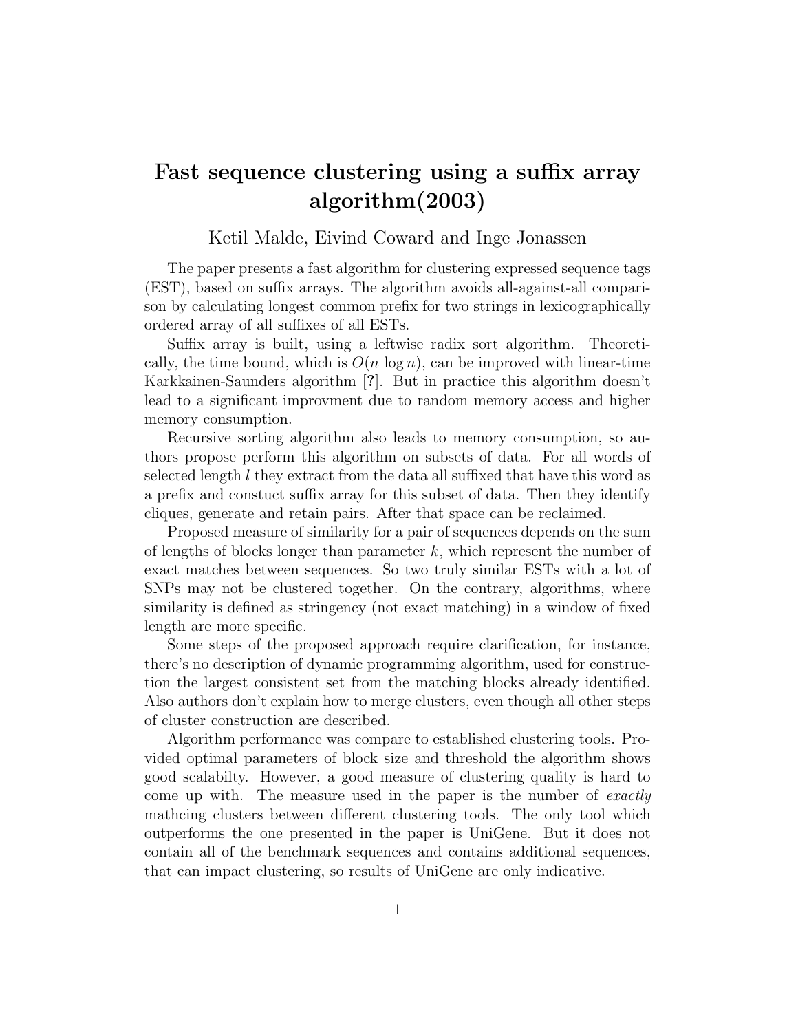# Fast sequence clustering using a suffix array algorithm(2003)

Ketil Malde, Eivind Coward and Inge Jonassen

The paper presents a fast algorithm for clustering expressed sequence tags (EST), based on suffix arrays. The algorithm avoids all-against-all comparison by calculating longest common prefix for two strings in lexicographically ordered array of all suffixes of all ESTs.

Suffix array is built, using a leftwise radix sort algorithm. Theoretically, the time bound, which is $O(n \log n)$, can be improved with linear-time Karkkainen-Saunders algorithm [**?**]. But in practice this algorithm doesn't lead to a significant improvment due to random memory access and higher memory consumption.

Recursive sorting algorithm also leads to memory consumption, so authors propose perform this algorithm on subsets of data. For all words of selected length $l$ they extract from the data all suffixed that have this word as a prefix and constuct suffix array for this subset of data. Then they identify cliques, generate and retain pairs. After that space can be reclaimed.

Proposed measure of similarity for a pair of sequences depends on the sum of lengths of blocks longer than parameter $k$, which represent the number of exact matches between sequences. So two truly similar ESTs with a lot of SNPs may not be clustered together. On the contrary, algorithms, where similarity is defined as stringency (not exact matching) in a window of fixed length are more specific.

Some steps of the proposed approach require clarification, for instance, there's no description of dynamic programming algorithm, used for construction the largest consistent set from the matching blocks already identified. Also authors don't explain how to merge clusters, even though all other steps of cluster construction are described.

Algorithm performance was compare to established clustering tools. Provided optimal parameters of block size and threshold the algorithm shows good scalabilty. However, a good measure of clustering quality is hard to come up with. The measure used in the paper is the number of *exactly* mathcing clusters between different clustering tools. The only tool which outperforms the one presented in the paper is UniGene. But it does not contain all of the benchmark sequences and contains additional sequences, that can impact clustering, so results of UniGene are only indicative.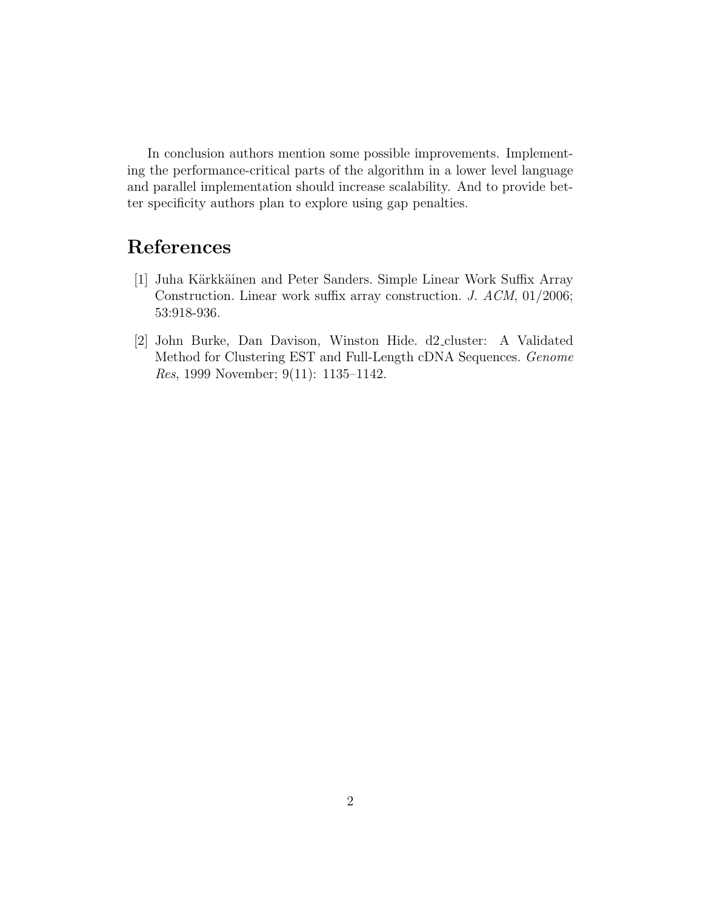In conclusion authors mention some possible improvements. Implementing the performance-critical parts of the algorithm in a lower level language and parallel implementation should increase scalability. And to provide better specificity authors plan to explore using gap penalties.

# References

[1] Juha Kärkkäinen and Peter Sanders. Simple Linear Work Suffix Array Construction. Linear work suffix array construction. *J. ACM*, 01/2006; 53:918-936.

[2] John Burke, Dan Davison, Winston Hide. d2_cluster: A Validated Method for Clustering EST and Full-Length cDNA Sequences. *Genome Res*, 1999 November; 9(11): 1135–1142.